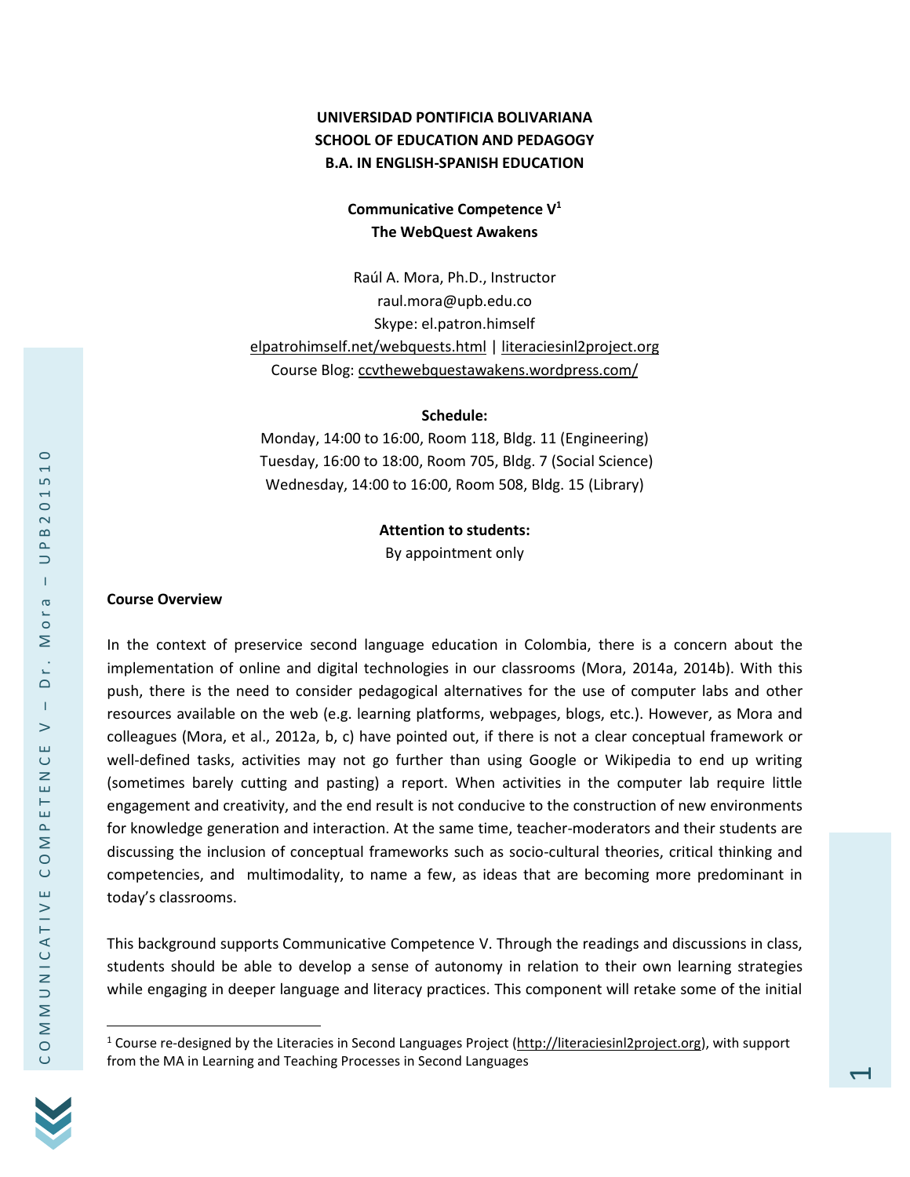**UNIVERSIDAD PONTIFICIA BOLIVARIANA**
**SCHOOL OF EDUCATION AND PEDAGOGY**
**B.A. IN ENGLISH-SPANISH EDUCATION**

# Communicative Competence V[1]
## The WebQuest Awakens

Raúl A. Mora, Ph.D., Instructor
raul.mora@upb.edu.co
Skype: el.patron.himself
elpatrohimself.net/webquests.html | literaciesinl2project.org
Course Blog: ccvthewebquestawakens.wordpress.com/

**Schedule:**
Monday, 14:00 to 16:00, Room 118, Bldg. 11 (Engineering)
Tuesday, 16:00 to 18:00, Room 705, Bldg. 7 (Social Science)
Wednesday, 14:00 to 16:00, Room 508, Bldg. 15 (Library)

**Attention to students:**
By appointment only

### Course Overview

In the context of preservice second language education in Colombia, there is a concern about the implementation of online and digital technologies in our classrooms (Mora, 2014a, 2014b). With this push, there is the need to consider pedagogical alternatives for the use of computer labs and other resources available on the web (e.g. learning platforms, webpages, blogs, etc.). However, as Mora and colleagues (Mora, et al., 2012a, b, c) have pointed out, if there is not a clear conceptual framework or well-defined tasks, activities may not go further than using Google or Wikipedia to end up writing (sometimes barely cutting and pasting) a report. When activities in the computer lab require little engagement and creativity, and the end result is not conducive to the construction of new environments for knowledge generation and interaction. At the same time, teacher-moderators and their students are discussing the inclusion of conceptual frameworks such as socio-cultural theories, critical thinking and competencies, and multimodality, to name a few, as ideas that are becoming more predominant in today's classrooms.

This background supports Communicative Competence V. Through the readings and discussions in class, students should be able to develop a sense of autonomy in relation to their own learning strategies while engaging in deeper language and literacy practices. This component will retake some of the initial

[1] Course re-designed by the Literacies in Second Languages Project (http://literaciesinl2project.org), with support from the MA in Learning and Teaching Processes in Second Languages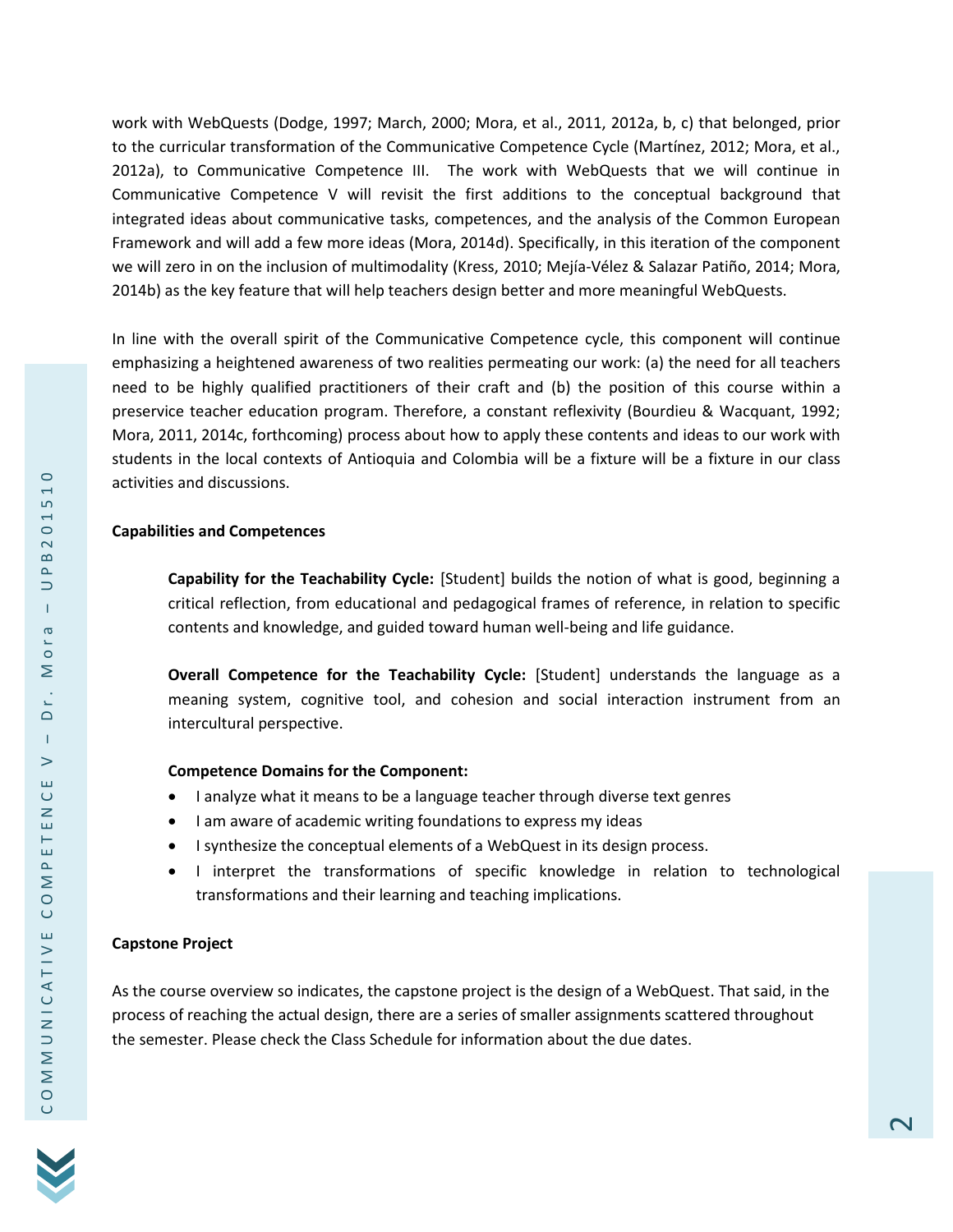work with WebQuests (Dodge, 1997; March, 2000; Mora, et al., 2011, 2012a, b, c) that belonged, prior to the curricular transformation of the Communicative Competence Cycle (Martínez, 2012; Mora, et al., 2012a), to Communicative Competence III. The work with WebQuests that we will continue in Communicative Competence V will revisit the first additions to the conceptual background that integrated ideas about communicative tasks, competences, and the analysis of the Common European Framework and will add a few more ideas (Mora, 2014d). Specifically, in this iteration of the component we will zero in on the inclusion of multimodality (Kress, 2010; Mejía-Vélez & Salazar Patiño, 2014; Mora, 2014b) as the key feature that will help teachers design better and more meaningful WebQuests.

In line with the overall spirit of the Communicative Competence cycle, this component will continue emphasizing a heightened awareness of two realities permeating our work: (a) the need for all teachers need to be highly qualified practitioners of their craft and (b) the position of this course within a preservice teacher education program. Therefore, a constant reflexivity (Bourdieu & Wacquant, 1992; Mora, 2011, 2014c, forthcoming) process about how to apply these contents and ideas to our work with students in the local contexts of Antioquia and Colombia will be a fixture will be a fixture in our class activities and discussions.

**Capabilities and Competences**

> **Capability for the Teachability Cycle:** [Student] builds the notion of what is good, beginning a critical reflection, from educational and pedagogical frames of reference, in relation to specific contents and knowledge, and guided toward human well-being and life guidance.
>
> **Overall Competence for the Teachability Cycle:** [Student] understands the language as a meaning system, cognitive tool, and cohesion and social interaction instrument from an intercultural perspective.
>
> **Competence Domains for the Component:**
>
> - I analyze what it means to be a language teacher through diverse text genres
> - I am aware of academic writing foundations to express my ideas
> - I synthesize the conceptual elements of a WebQuest in its design process.
> - I interpret the transformations of specific knowledge in relation to technological transformations and their learning and teaching implications.

**Capstone Project**

As the course overview so indicates, the capstone project is the design of a WebQuest. That said, in the process of reaching the actual design, there are a series of smaller assignments scattered throughout the semester. Please check the Class Schedule for information about the due dates.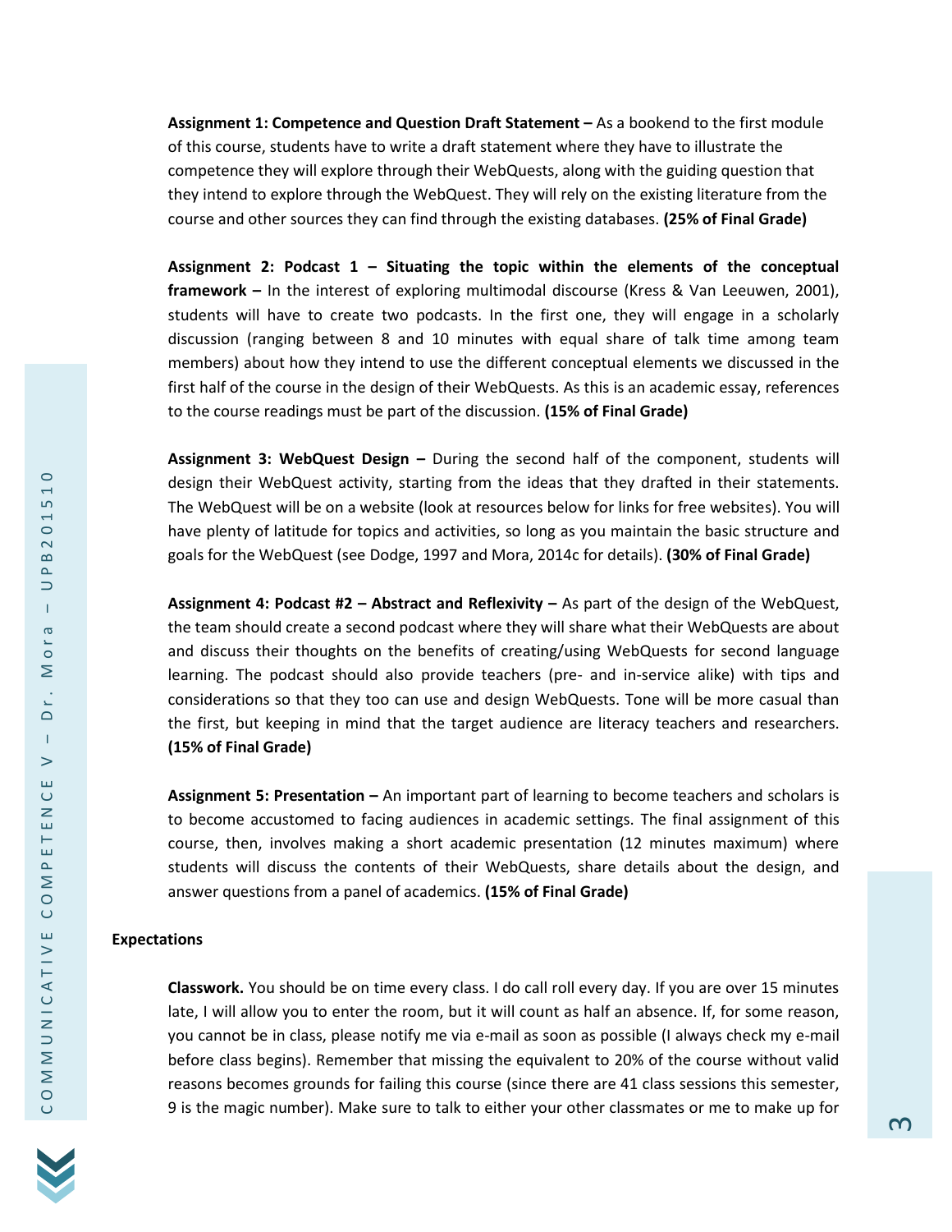**Assignment 1: Competence and Question Draft Statement –** As a bookend to the first module of this course, students have to write a draft statement where they have to illustrate the competence they will explore through their WebQuests, along with the guiding question that they intend to explore through the WebQuest. They will rely on the existing literature from the course and other sources they can find through the existing databases. **(25% of Final Grade)**

**Assignment 2: Podcast 1 – Situating the topic within the elements of the conceptual framework –** In the interest of exploring multimodal discourse (Kress & Van Leeuwen, 2001), students will have to create two podcasts. In the first one, they will engage in a scholarly discussion (ranging between 8 and 10 minutes with equal share of talk time among team members) about how they intend to use the different conceptual elements we discussed in the first half of the course in the design of their WebQuests. As this is an academic essay, references to the course readings must be part of the discussion. **(15% of Final Grade)**

**Assignment 3: WebQuest Design –** During the second half of the component, students will design their WebQuest activity, starting from the ideas that they drafted in their statements. The WebQuest will be on a website (look at resources below for links for free websites). You will have plenty of latitude for topics and activities, so long as you maintain the basic structure and goals for the WebQuest (see Dodge, 1997 and Mora, 2014c for details). **(30% of Final Grade)**

**Assignment 4: Podcast #2 – Abstract and Reflexivity –** As part of the design of the WebQuest, the team should create a second podcast where they will share what their WebQuests are about and discuss their thoughts on the benefits of creating/using WebQuests for second language learning. The podcast should also provide teachers (pre- and in-service alike) with tips and considerations so that they too can use and design WebQuests. Tone will be more casual than the first, but keeping in mind that the target audience are literacy teachers and researchers. **(15% of Final Grade)**

**Assignment 5: Presentation –** An important part of learning to become teachers and scholars is to become accustomed to facing audiences in academic settings. The final assignment of this course, then, involves making a short academic presentation (12 minutes maximum) where students will discuss the contents of their WebQuests, share details about the design, and answer questions from a panel of academics. **(15% of Final Grade)**

## Expectations

**Classwork.** You should be on time every class. I do call roll every day. If you are over 15 minutes late, I will allow you to enter the room, but it will count as half an absence. If, for some reason, you cannot be in class, please notify me via e-mail as soon as possible (I always check my e-mail before class begins). Remember that missing the equivalent to 20% of the course without valid reasons becomes grounds for failing this course (since there are 41 class sessions this semester, 9 is the magic number). Make sure to talk to either your other classmates or me to make up for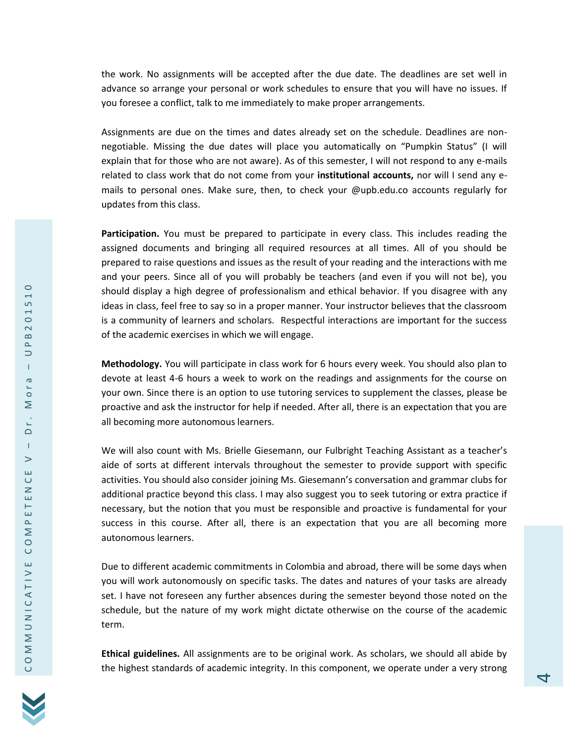the work. No assignments will be accepted after the due date. The deadlines are set well in advance so arrange your personal or work schedules to ensure that you will have no issues. If you foresee a conflict, talk to me immediately to make proper arrangements.

Assignments are due on the times and dates already set on the schedule. Deadlines are non-negotiable. Missing the due dates will place you automatically on "Pumpkin Status" (I will explain that for those who are not aware). As of this semester, I will not respond to any e-mails related to class work that do not come from your **institutional accounts,** nor will I send any e-mails to personal ones. Make sure, then, to check your @upb.edu.co accounts regularly for updates from this class.

**Participation.** You must be prepared to participate in every class. This includes reading the assigned documents and bringing all required resources at all times. All of you should be prepared to raise questions and issues as the result of your reading and the interactions with me and your peers. Since all of you will probably be teachers (and even if you will not be), you should display a high degree of professionalism and ethical behavior. If you disagree with any ideas in class, feel free to say so in a proper manner. Your instructor believes that the classroom is a community of learners and scholars. Respectful interactions are important for the success of the academic exercises in which we will engage.

**Methodology.** You will participate in class work for 6 hours every week. You should also plan to devote at least 4-6 hours a week to work on the readings and assignments for the course on your own. Since there is an option to use tutoring services to supplement the classes, please be proactive and ask the instructor for help if needed. After all, there is an expectation that you are all becoming more autonomous learners.

We will also count with Ms. Brielle Giesemann, our Fulbright Teaching Assistant as a teacher's aide of sorts at different intervals throughout the semester to provide support with specific activities. You should also consider joining Ms. Giesemann's conversation and grammar clubs for additional practice beyond this class. I may also suggest you to seek tutoring or extra practice if necessary, but the notion that you must be responsible and proactive is fundamental for your success in this course. After all, there is an expectation that you are all becoming more autonomous learners.

Due to different academic commitments in Colombia and abroad, there will be some days when you will work autonomously on specific tasks. The dates and natures of your tasks are already set. I have not foreseen any further absences during the semester beyond those noted on the schedule, but the nature of my work might dictate otherwise on the course of the academic term.

**Ethical guidelines.** All assignments are to be original work. As scholars, we should all abide by the highest standards of academic integrity. In this component, we operate under a very strong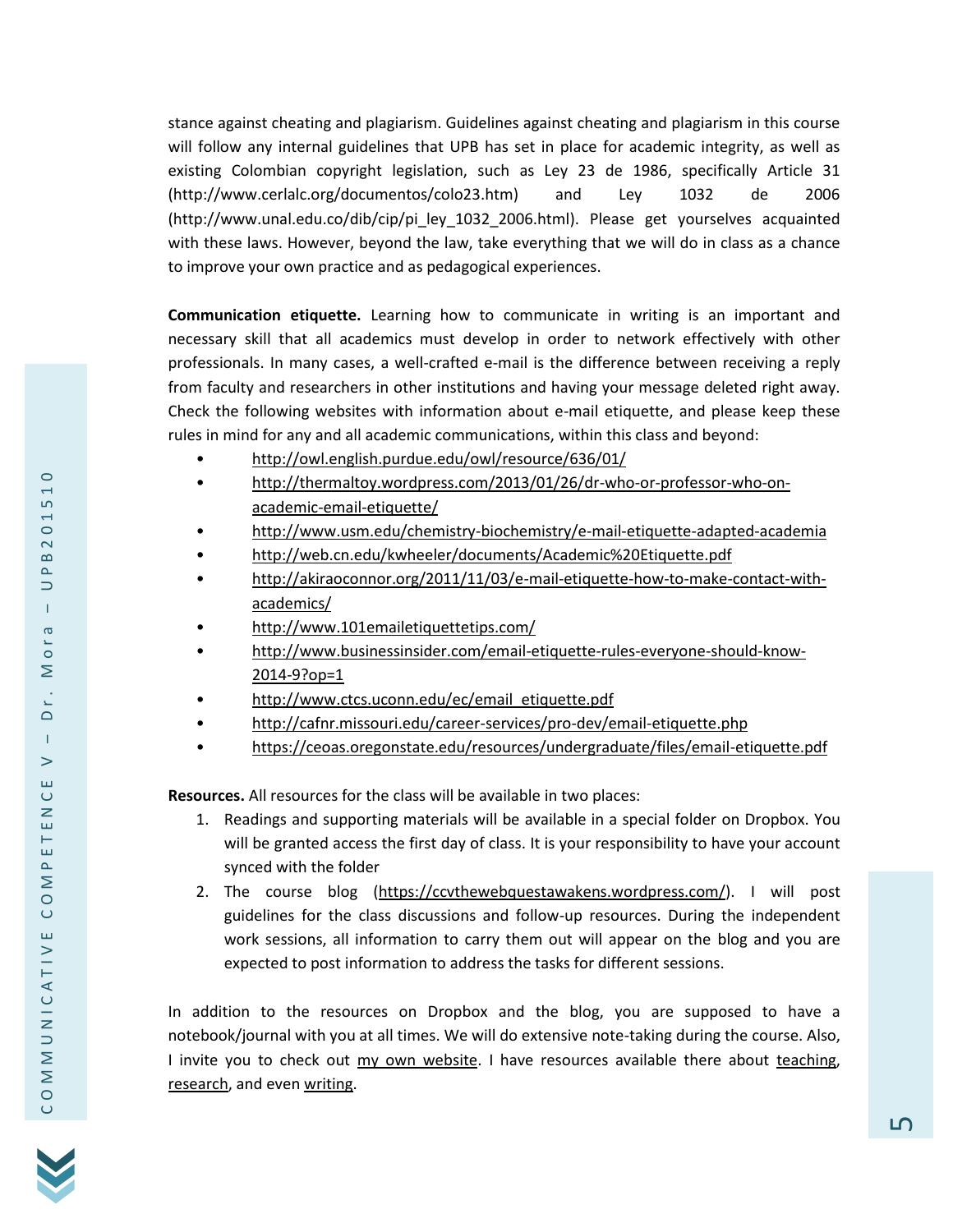stance against cheating and plagiarism. Guidelines against cheating and plagiarism in this course will follow any internal guidelines that UPB has set in place for academic integrity, as well as existing Colombian copyright legislation, such as Ley 23 de 1986, specifically Article 31 (http://www.cerlalc.org/documentos/colo23.htm) and Ley 1032 de 2006 (http://www.unal.edu.co/dib/cip/pi_ley_1032_2006.html). Please get yourselves acquainted with these laws. However, beyond the law, take everything that we will do in class as a chance to improve your own practice and as pedagogical experiences.

**Communication etiquette.** Learning how to communicate in writing is an important and necessary skill that all academics must develop in order to network effectively with other professionals. In many cases, a well-crafted e-mail is the difference between receiving a reply from faculty and researchers in other institutions and having your message deleted right away. Check the following websites with information about e-mail etiquette, and please keep these rules in mind for any and all academic communications, within this class and beyond:

- http://owl.english.purdue.edu/owl/resource/636/01/
- http://thermaltoy.wordpress.com/2013/01/26/dr-who-or-professor-who-on-academic-email-etiquette/
- http://www.usm.edu/chemistry-biochemistry/e-mail-etiquette-adapted-academia
- http://web.cn.edu/kwheeler/documents/Academic%20Etiquette.pdf
- http://akiraoconnor.org/2011/11/03/e-mail-etiquette-how-to-make-contact-with-academics/
- http://www.101emailetiquettetips.com/
- http://www.businessinsider.com/email-etiquette-rules-everyone-should-know-2014-9?op=1
- http://www.ctcs.uconn.edu/ec/email_etiquette.pdf
- http://cafnr.missouri.edu/career-services/pro-dev/email-etiquette.php
- https://ceoas.oregonstate.edu/resources/undergraduate/files/email-etiquette.pdf

**Resources.** All resources for the class will be available in two places:

1. Readings and supporting materials will be available in a special folder on Dropbox. You will be granted access the first day of class. It is your responsibility to have your account synced with the folder
2. The course blog (https://ccvthewebquestawakens.wordpress.com/). I will post guidelines for the class discussions and follow-up resources. During the independent work sessions, all information to carry them out will appear on the blog and you are expected to post information to address the tasks for different sessions.

In addition to the resources on Dropbox and the blog, you are supposed to have a notebook/journal with you at all times. We will do extensive note-taking during the course. Also, I invite you to check out my own website. I have resources available there about teaching, research, and even writing.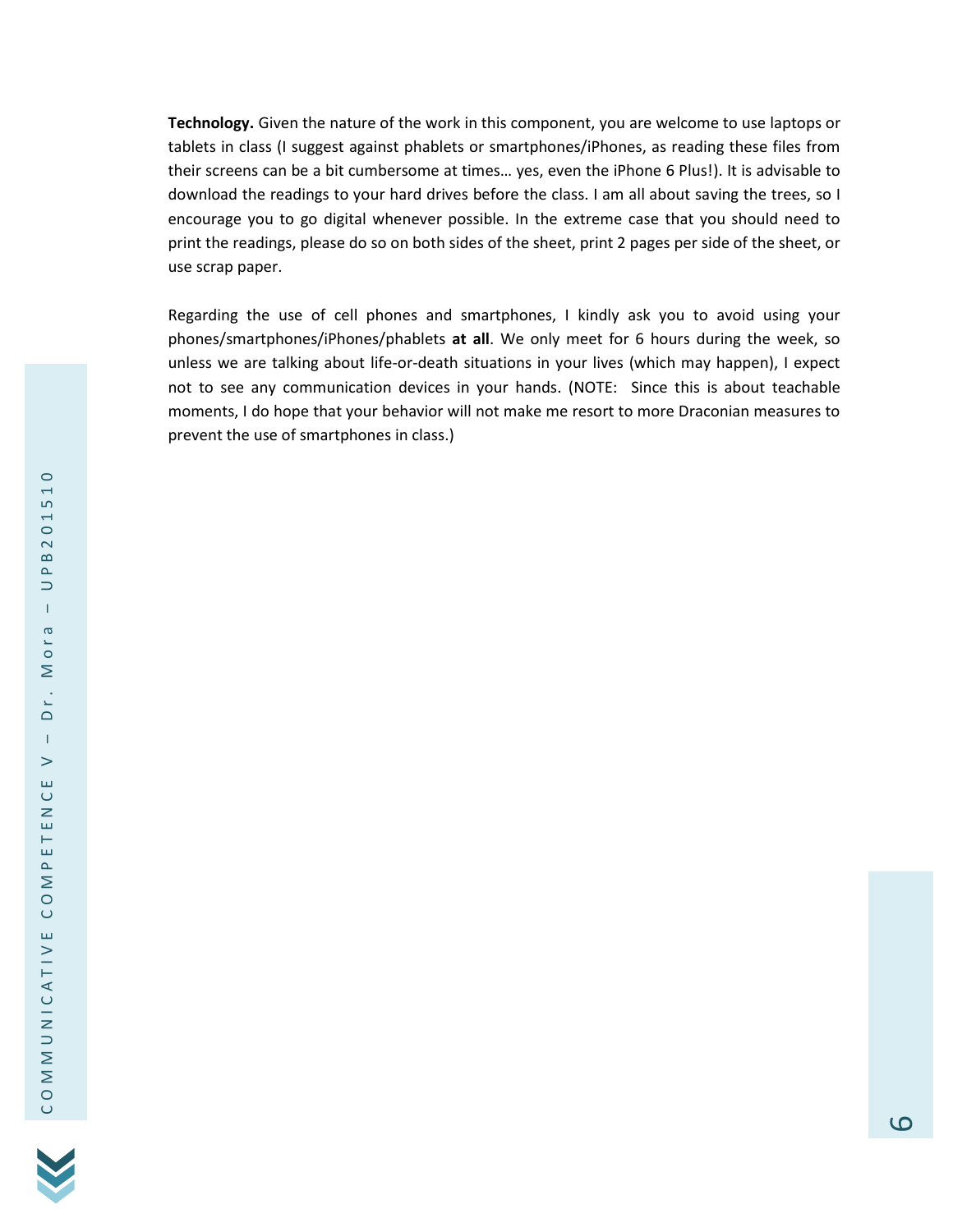**Technology.** Given the nature of the work in this component, you are welcome to use laptops or tablets in class (I suggest against phablets or smartphones/iPhones, as reading these files from their screens can be a bit cumbersome at times… yes, even the iPhone 6 Plus!). It is advisable to download the readings to your hard drives before the class. I am all about saving the trees, so I encourage you to go digital whenever possible. In the extreme case that you should need to print the readings, please do so on both sides of the sheet, print 2 pages per side of the sheet, or use scrap paper.

Regarding the use of cell phones and smartphones, I kindly ask you to avoid using your phones/smartphones/iPhones/phablets **at all**. We only meet for 6 hours during the week, so unless we are talking about life-or-death situations in your lives (which may happen), I expect not to see any communication devices in your hands. (NOTE: Since this is about teachable moments, I do hope that your behavior will not make me resort to more Draconian measures to prevent the use of smartphones in class.)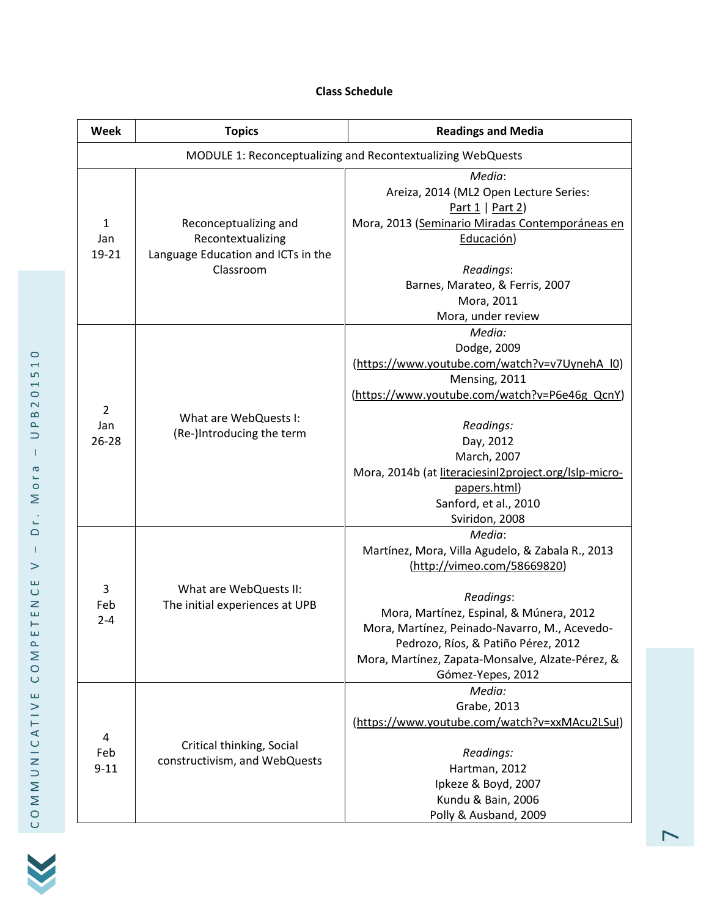**Class Schedule**

| Week | Topics | Readings and Media |
|---|---|---|
| MODULE 1: Reconceptualizing and Recontextualizing WebQuests | | |
| 1 Jan 19-21 | Reconceptualizing and Recontextualizing Language Education and ICTs in the Classroom | *Media*: Areiza, 2014 (ML2 Open Lecture Series: Part 1 \| Part 2) Mora, 2013 (Seminario Miradas Contemporáneas en Educación) *Readings*: Barnes, Marateo, & Ferris, 2007 Mora, 2011 Mora, under review |
| 2 Jan 26-28 | What are WebQuests I: (Re-)Introducing the term | *Media:* Dodge, 2009 (https://www.youtube.com/watch?v=v7UynehA_l0) Mensing, 2011 (https://www.youtube.com/watch?v=P6e46g_QcnY) *Readings:* Day, 2012 March, 2007 Mora, 2014b (at literaciesinl2project.org/lslp-micro-papers.html) Sanford, et al., 2010 Sviridon, 2008 |
| 3 Feb 2-4 | What are WebQuests II: The initial experiences at UPB | *Media*: Martínez, Mora, Villa Agudelo, & Zabala R., 2013 (http://vimeo.com/58669820) *Readings*: Mora, Martínez, Espinal, & Múnera, 2012 Mora, Martínez, Peinado-Navarro, M., Acevedo-Pedrozo, Ríos, & Patiño Pérez, 2012 Mora, Martínez, Zapata-Monsalve, Alzate-Pérez, & Gómez-Yepes, 2012 |
| 4 Feb 9-11 | Critical thinking, Social constructivism, and WebQuests | *Media:* Grabe, 2013 (https://www.youtube.com/watch?v=xxMAcu2LSuI) *Readings:* Hartman, 2012 Ipkeze & Boyd, 2007 Kundu & Bain, 2006 Polly & Ausband, 2009 |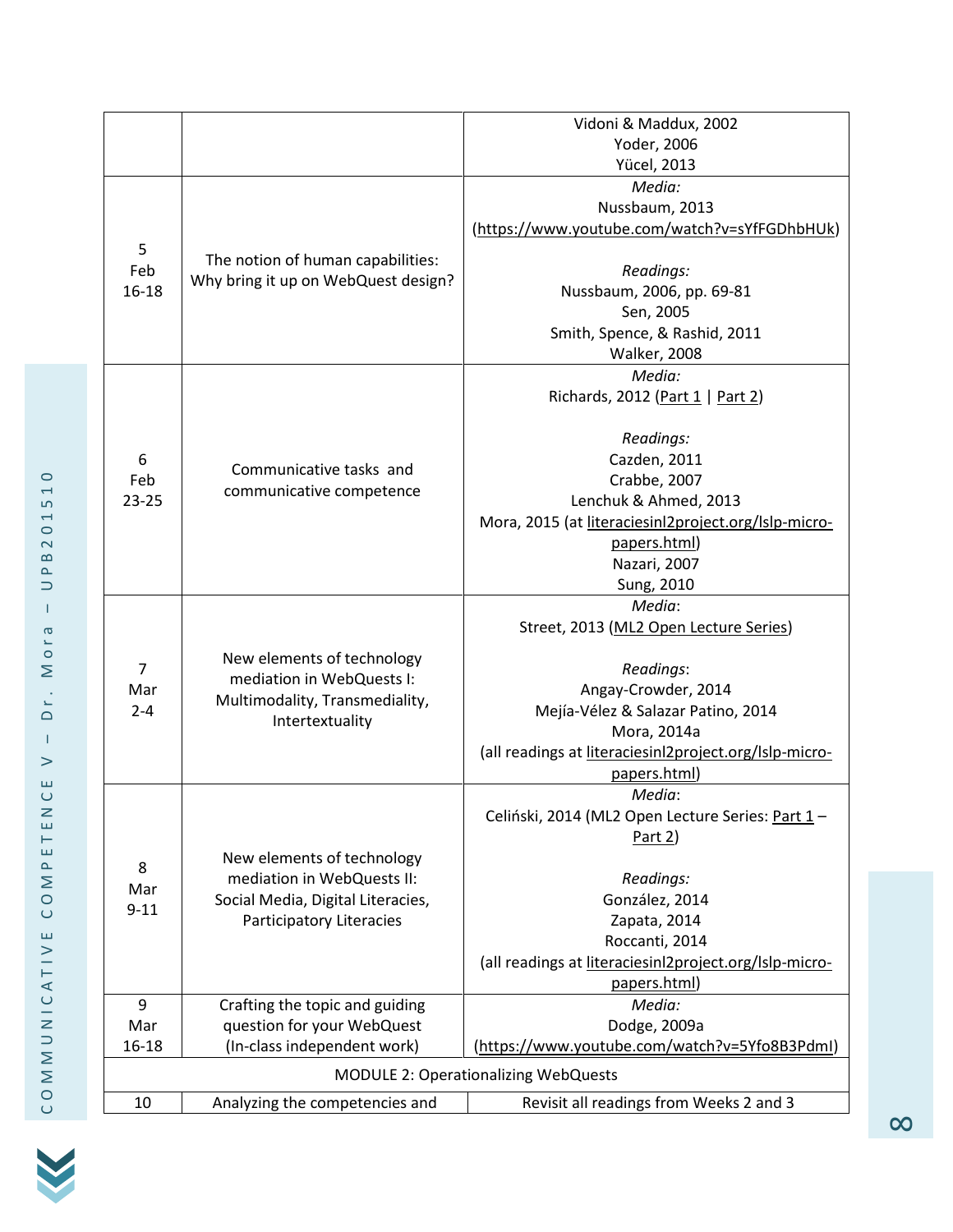| | | |
|---|---|---|
| | | Vidoni & Maddux, 2002<br>Yoder, 2006<br>Yücel, 2013 |
| 5<br>Feb<br>16-18 | The notion of human capabilities: Why bring it up on WebQuest design? | *Media:*<br>Nussbaum, 2013<br>(https://www.youtube.com/watch?v=sYfFGDhbHUk)<br><br>*Readings:*<br>Nussbaum, 2006, pp. 69-81<br>Sen, 2005<br>Smith, Spence, & Rashid, 2011<br>Walker, 2008 |
| 6<br>Feb<br>23-25 | Communicative tasks and communicative competence | *Media:*<br>Richards, 2012 (Part 1 \| Part 2)<br><br>*Readings:*<br>Cazden, 2011<br>Crabbe, 2007<br>Lenchuk & Ahmed, 2013<br>Mora, 2015 (at literaciesinl2project.org/lslp-micro-papers.html)<br>Nazari, 2007<br>Sung, 2010 |
| 7<br>Mar<br>2-4 | New elements of technology mediation in WebQuests I: Multimodality, Transmediality, Intertextuality | *Media*:<br>Street, 2013 (ML2 Open Lecture Series)<br><br>*Readings*:<br>Angay-Crowder, 2014<br>Mejía-Vélez & Salazar Patino, 2014<br>Mora, 2014a<br>(all readings at literaciesinl2project.org/lslp-micro-papers.html) |
| 8<br>Mar<br>9-11 | New elements of technology mediation in WebQuests II: Social Media, Digital Literacies, Participatory Literacies | *Media*:<br>Celiński, 2014 (ML2 Open Lecture Series: Part 1 – Part 2)<br><br>*Readings:*<br>González, 2014<br>Zapata, 2014<br>Roccanti, 2014<br>(all readings at literaciesinl2project.org/lslp-micro-papers.html) |
| 9<br>Mar<br>16-18 | Crafting the topic and guiding question for your WebQuest (In-class independent work) | *Media:*<br>Dodge, 2009a<br>(https://www.youtube.com/watch?v=5Yfo8B3PdmI) |
| MODULE 2: Operationalizing WebQuests | | |
| 10 | Analyzing the competencies and | Revisit all readings from Weeks 2 and 3 |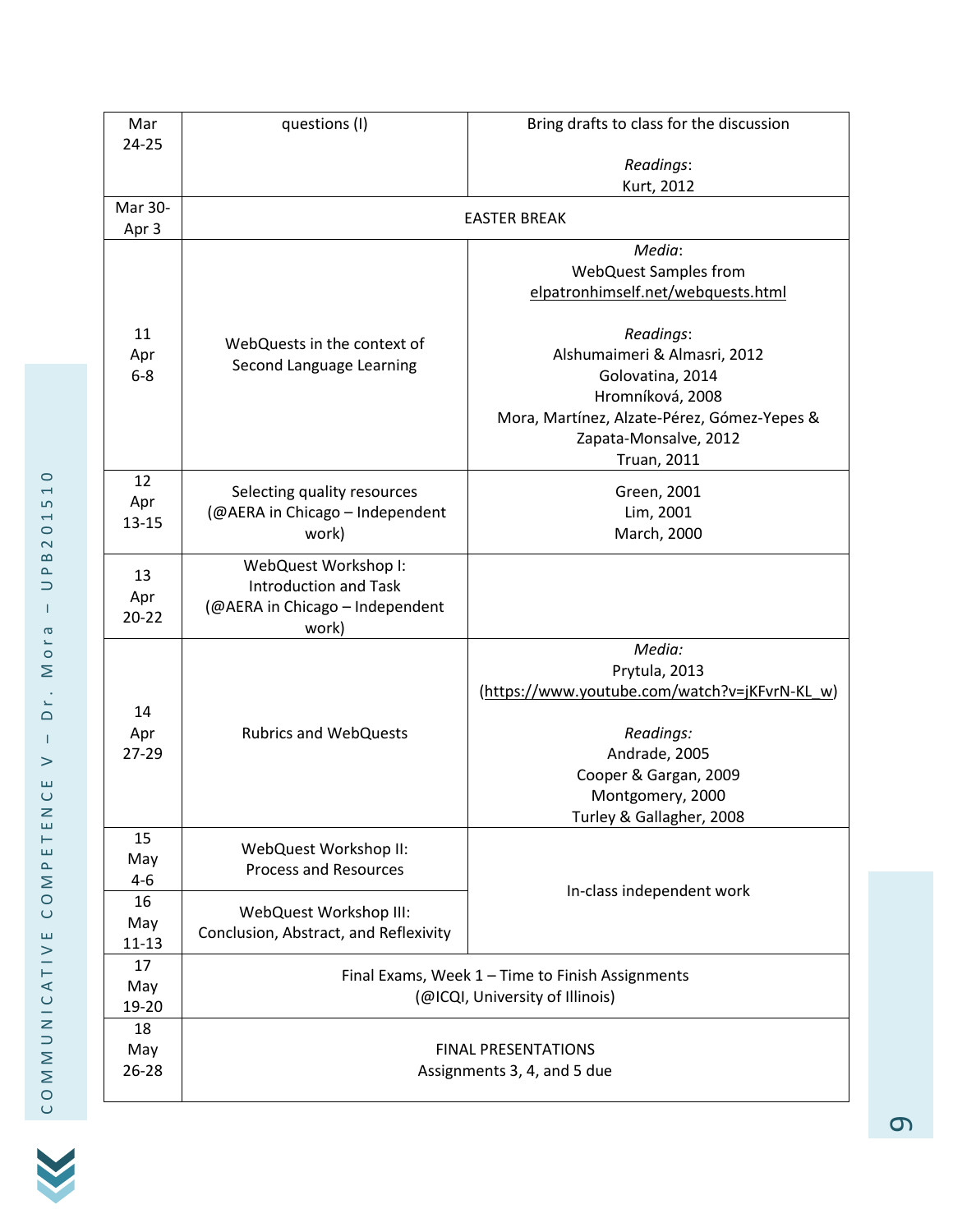| | | |
|---|---|---|
| Mar 24-25 | questions (I) | Bring drafts to class for the discussion<br><br>*Readings*:<br>Kurt, 2012 |
| Mar 30-Apr 3 | EASTER BREAK | |
| 11<br>Apr<br>6-8 | WebQuests in the context of Second Language Learning | *Media*:<br>WebQuest Samples from elpatronhimself.net/webquests.html<br><br>*Readings*:<br>Alshumaimeri & Almasri, 2012<br>Golovatina, 2014<br>Hromníková, 2008<br>Mora, Martínez, Alzate-Pérez, Gómez-Yepes & Zapata-Monsalve, 2012<br>Truan, 2011 |
| 12<br>Apr<br>13-15 | Selecting quality resources (@AERA in Chicago – Independent work) | Green, 2001<br>Lim, 2001<br>March, 2000 |
| 13<br>Apr<br>20-22 | WebQuest Workshop I: Introduction and Task (@AERA in Chicago – Independent work) | |
| 14<br>Apr<br>27-29 | Rubrics and WebQuests | *Media:*<br>Prytula, 2013<br>(https://www.youtube.com/watch?v=jKFvrN-KL_w)<br><br>*Readings:*<br>Andrade, 2005<br>Cooper & Gargan, 2009<br>Montgomery, 2000<br>Turley & Gallagher, 2008 |
| 15<br>May<br>4-6 | WebQuest Workshop II: Process and Resources | In-class independent work |
| 16<br>May<br>11-13 | WebQuest Workshop III: Conclusion, Abstract, and Reflexivity | |
| 17<br>May<br>19-20 | Final Exams, Week 1 – Time to Finish Assignments (@ICQI, University of Illinois) | |
| 18<br>May<br>26-28 | FINAL PRESENTATIONS<br>Assignments 3, 4, and 5 due | |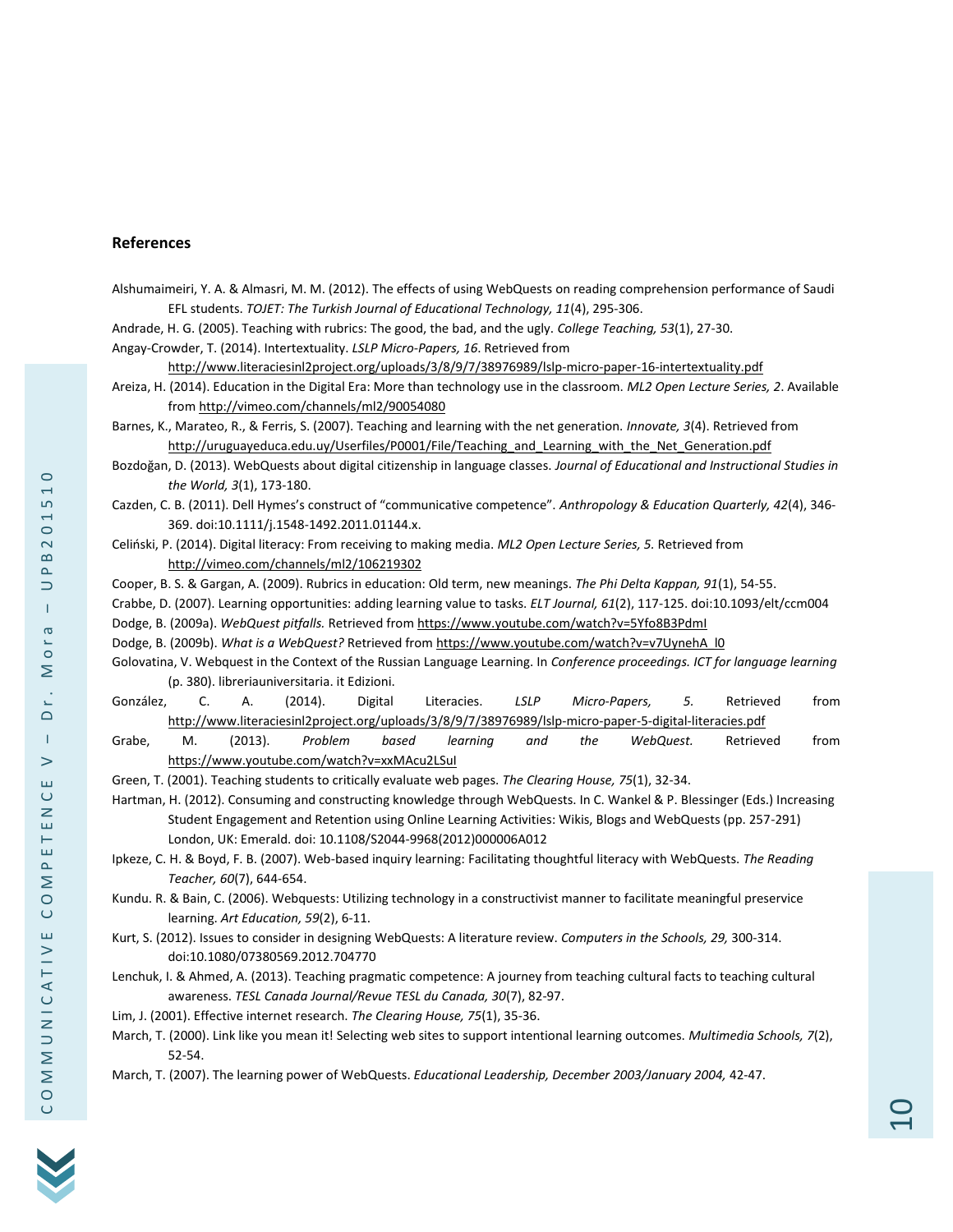## References

Alshumaimeiri, Y. A. & Almasri, M. M. (2012). The effects of using WebQuests on reading comprehension performance of Saudi EFL students. *TOJET: The Turkish Journal of Educational Technology, 11*(4), 295-306.

Andrade, H. G. (2005). Teaching with rubrics: The good, the bad, and the ugly. *College Teaching, 53*(1), 27-30.

Angay-Crowder, T. (2014). Intertextuality. *LSLP Micro-Papers, 16*. Retrieved from http://www.literaciesinl2project.org/uploads/3/8/9/7/38976989/lslp-micro-paper-16-intertextuality.pdf

Areiza, H. (2014). Education in the Digital Era: More than technology use in the classroom. *ML2 Open Lecture Series, 2*. Available from http://vimeo.com/channels/ml2/90054080

Barnes, K., Marateo, R., & Ferris, S. (2007). Teaching and learning with the net generation. *Innovate, 3*(4). Retrieved from http://uruguayeduca.edu.uy/Userfiles/P0001/File/Teaching_and_Learning_with_the_Net_Generation.pdf

Bozdoğan, D. (2013). WebQuests about digital citizenship in language classes. *Journal of Educational and Instructional Studies in the World, 3*(1), 173-180.

Cazden, C. B. (2011). Dell Hymes's construct of "communicative competence". *Anthropology & Education Quarterly, 42*(4), 346-369. doi:10.1111/j.1548-1492.2011.01144.x.

Celiński, P. (2014). Digital literacy: From receiving to making media. *ML2 Open Lecture Series, 5*. Retrieved from http://vimeo.com/channels/ml2/106219302

Cooper, B. S. & Gargan, A. (2009). Rubrics in education: Old term, new meanings. *The Phi Delta Kappan, 91*(1), 54-55.

Crabbe, D. (2007). Learning opportunities: adding learning value to tasks. *ELT Journal, 61*(2), 117-125. doi:10.1093/elt/ccm004

Dodge, B. (2009a). *WebQuest pitfalls.* Retrieved from https://www.youtube.com/watch?v=5Yfo8B3PdmI

Dodge, B. (2009b). *What is a WebQuest?* Retrieved from https://www.youtube.com/watch?v=v7UynehA_l0

Golovatina, V. Webquest in the Context of the Russian Language Learning. In *Conference proceedings. ICT for language learning* (p. 380). libreriauniversitaria. it Edizioni.

González, C. A. (2014). Digital Literacies. *LSLP Micro-Papers, 5.* Retrieved from http://www.literaciesinl2project.org/uploads/3/8/9/7/38976989/lslp-micro-paper-5-digital-literacies.pdf

Grabe, M. (2013). *Problem based learning and the WebQuest.* Retrieved from https://www.youtube.com/watch?v=xxMAcu2LSuI

Green, T. (2001). Teaching students to critically evaluate web pages. *The Clearing House, 75*(1), 32-34.

Hartman, H. (2012). Consuming and constructing knowledge through WebQuests. In C. Wankel & P. Blessinger (Eds.) Increasing Student Engagement and Retention using Online Learning Activities: Wikis, Blogs and WebQuests (pp. 257-291) London, UK: Emerald. doi: 10.1108/S2044-9968(2012)000006A012

Ipkeze, C. H. & Boyd, F. B. (2007). Web-based inquiry learning: Facilitating thoughtful literacy with WebQuests. *The Reading Teacher, 60*(7), 644-654.

Kundu. R. & Bain, C. (2006). Webquests: Utilizing technology in a constructivist manner to facilitate meaningful preservice learning. *Art Education, 59*(2), 6-11.

Kurt, S. (2012). Issues to consider in designing WebQuests: A literature review. *Computers in the Schools, 29,* 300-314. doi:10.1080/07380569.2012.704770

Lenchuk, I. & Ahmed, A. (2013). Teaching pragmatic competence: A journey from teaching cultural facts to teaching cultural awareness. *TESL Canada Journal/Revue TESL du Canada, 30*(7), 82-97.

Lim, J. (2001). Effective internet research. *The Clearing House, 75*(1), 35-36.

March, T. (2000). Link like you mean it! Selecting web sites to support intentional learning outcomes. *Multimedia Schools, 7*(2), 52-54.

March, T. (2007). The learning power of WebQuests. *Educational Leadership, December 2003/January 2004,* 42-47.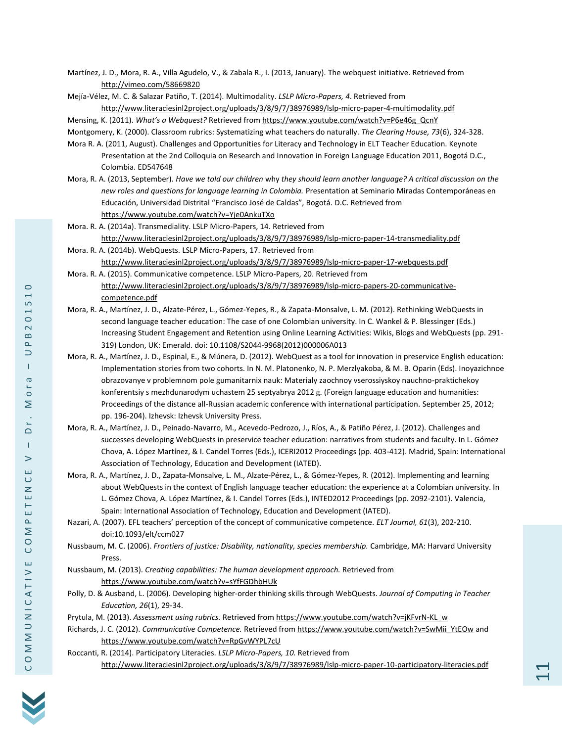Martínez, J. D., Mora, R. A., Villa Agudelo, V., & Zabala R., I. (2013, January). The webquest initiative. Retrieved from http://vimeo.com/58669820

Mejía-Vélez, M. C. & Salazar Patiño, T. (2014). Multimodality. *LSLP Micro-Papers, 4*. Retrieved from http://www.literaciesinl2project.org/uploads/3/8/9/7/38976989/lslp-micro-paper-4-multimodality.pdf

Mensing, K. (2011). *What's a Webquest?* Retrieved from https://www.youtube.com/watch?v=P6e46g_QcnY

Montgomery, K. (2000). Classroom rubrics: Systematizing what teachers do naturally. *The Clearing House, 73*(6), 324-328.

Mora R. A. (2011, August). Challenges and Opportunities for Literacy and Technology in ELT Teacher Education. Keynote Presentation at the 2nd Colloquia on Research and Innovation in Foreign Language Education 2011, Bogotá D.C., Colombia. ED547648

Mora, R. A. (2013, September). *Have we told our children* why *they should learn another language? A critical discussion on the new roles and questions for language learning in Colombia.* Presentation at Seminario Miradas Contemporáneas en Educación, Universidad Distrital "Francisco José de Caldas", Bogotá. D.C. Retrieved from https://www.youtube.com/watch?v=Yje0AnkuTXo

Mora. R. A. (2014a). Transmediality. LSLP Micro-Papers, 14. Retrieved from http://www.literaciesinl2project.org/uploads/3/8/9/7/38976989/lslp-micro-paper-14-transmediality.pdf

Mora. R. A. (2014b). WebQuests. LSLP Micro-Papers, 17. Retrieved from http://www.literaciesinl2project.org/uploads/3/8/9/7/38976989/lslp-micro-paper-17-webquests.pdf

Mora. R. A. (2015). Communicative competence. LSLP Micro-Papers, 20. Retrieved from http://www.literaciesinl2project.org/uploads/3/8/9/7/38976989/lslp-micro-papers-20-communicative-competence.pdf

Mora, R. A., Martínez, J. D., Alzate-Pérez, L., Gómez-Yepes, R., & Zapata-Monsalve, L. M. (2012). Rethinking WebQuests in second language teacher education: The case of one Colombian university. In C. Wankel & P. Blessinger (Eds.) Increasing Student Engagement and Retention using Online Learning Activities: Wikis, Blogs and WebQuests (pp. 291-319) London, UK: Emerald. doi: 10.1108/S2044-9968(2012)000006A013

Mora, R. A., Martínez, J. D., Espinal, E., & Múnera, D. (2012). WebQuest as a tool for innovation in preservice English education: Implementation stories from two cohorts. In N. M. Platonenko, N. P. Merzlyakoba, & M. B. Oparin (Eds). Inoyazichnoe obrazovanye v problemnom pole gumanitarnix nauk: Materialy zaochnoy vserossiyskoy nauchno-praktichekoy konferentsiy s mezhdunarodym uchastem 25 septyabrya 2012 g. (Foreign language education and humanities: Proceedings of the distance all-Russian academic conference with international participation. September 25, 2012; pp. 196-204). Izhevsk: Izhevsk University Press.

Mora, R. A., Martínez, J. D., Peinado-Navarro, M., Acevedo-Pedrozo, J., Ríos, A., & Patiño Pérez, J. (2012). Challenges and successes developing WebQuests in preservice teacher education: narratives from students and faculty. In L. Gómez Chova, A. López Martínez, & I. Candel Torres (Eds.), ICERI2012 Proceedings (pp. 403-412). Madrid, Spain: International Association of Technology, Education and Development (IATED).

Mora, R. A., Martínez, J. D., Zapata-Monsalve, L. M., Alzate-Pérez, L., & Gómez-Yepes, R. (2012). Implementing and learning about WebQuests in the context of English language teacher education: the experience at a Colombian university. In L. Gómez Chova, A. López Martínez, & I. Candel Torres (Eds.), INTED2012 Proceedings (pp. 2092-2101). Valencia, Spain: International Association of Technology, Education and Development (IATED).

Nazari, A. (2007). EFL teachers' perception of the concept of communicative competence. *ELT Journal, 61*(3), 202-210. doi:10.1093/elt/ccm027

Nussbaum, M. C. (2006). *Frontiers of justice: Disability, nationality, species membership.* Cambridge, MA: Harvard University Press.

Nussbaum, M. (2013). *Creating capabilities: The human development approach.* Retrieved from https://www.youtube.com/watch?v=sYfFGDhbHUk

Polly, D. & Ausband, L. (2006). Developing higher-order thinking skills through WebQuests. *Journal of Computing in Teacher Education, 26*(1), 29-34.

Prytula, M. (2013). *Assessment using rubrics.* Retrieved from https://www.youtube.com/watch?v=jKFvrN-KL_w

Richards, J. C. (2012). *Communicative Competence.* Retrieved from https://www.youtube.com/watch?v=SwMii_YtEOw and https://www.youtube.com/watch?v=RpGvWYPL7cU

Roccanti, R. (2014). Participatory Literacies. *LSLP Micro-Papers, 10.* Retrieved from http://www.literaciesinl2project.org/uploads/3/8/9/7/38976989/lslp-micro-paper-10-participatory-literacies.pdf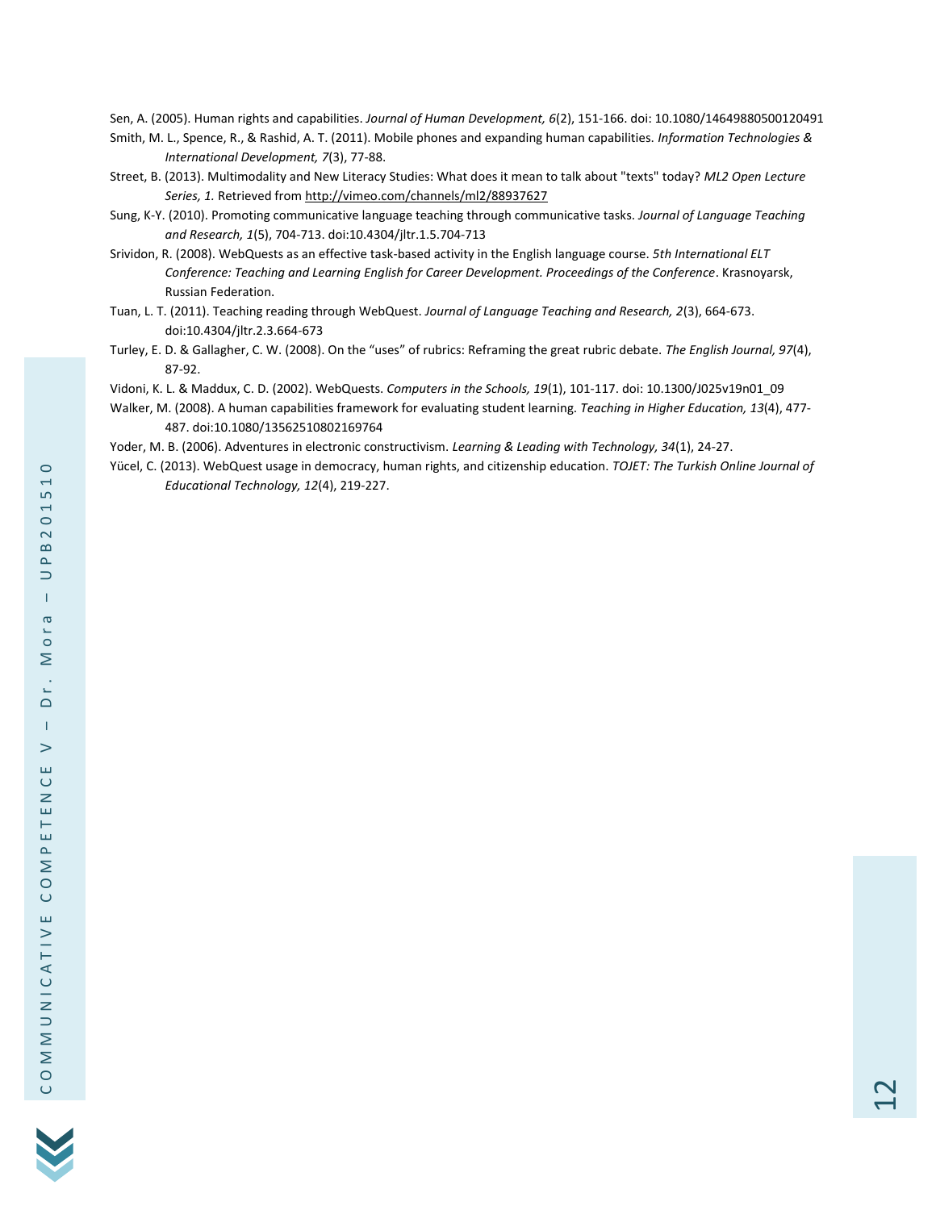Sen, A. (2005). Human rights and capabilities. *Journal of Human Development, 6*(2), 151-166. doi: 10.1080/14649880500120491

Smith, M. L., Spence, R., & Rashid, A. T. (2011). Mobile phones and expanding human capabilities. *Information Technologies & International Development, 7*(3), 77-88.

Street, B. (2013). Multimodality and New Literacy Studies: What does it mean to talk about "texts" today? *ML2 Open Lecture Series, 1.* Retrieved from http://vimeo.com/channels/ml2/88937627

Sung, K-Y. (2010). Promoting communicative language teaching through communicative tasks. *Journal of Language Teaching and Research, 1*(5), 704-713. doi:10.4304/jltr.1.5.704-713

Srividon, R. (2008). WebQuests as an effective task-based activity in the English language course. *5th International ELT Conference: Teaching and Learning English for Career Development. Proceedings of the Conference*. Krasnoyarsk, Russian Federation.

Tuan, L. T. (2011). Teaching reading through WebQuest. *Journal of Language Teaching and Research, 2*(3), 664-673. doi:10.4304/jltr.2.3.664-673

Turley, E. D. & Gallagher, C. W. (2008). On the "uses" of rubrics: Reframing the great rubric debate. *The English Journal, 97*(4), 87-92.

Vidoni, K. L. & Maddux, C. D. (2002). WebQuests. *Computers in the Schools, 19*(1), 101-117. doi: 10.1300/J025v19n01_09

Walker, M. (2008). A human capabilities framework for evaluating student learning. *Teaching in Higher Education, 13*(4), 477-487. doi:10.1080/13562510802169764

Yoder, M. B. (2006). Adventures in electronic constructivism. *Learning & Leading with Technology, 34*(1), 24-27.

Yücel, C. (2013). WebQuest usage in democracy, human rights, and citizenship education. *TOJET: The Turkish Online Journal of Educational Technology, 12*(4), 219-227.